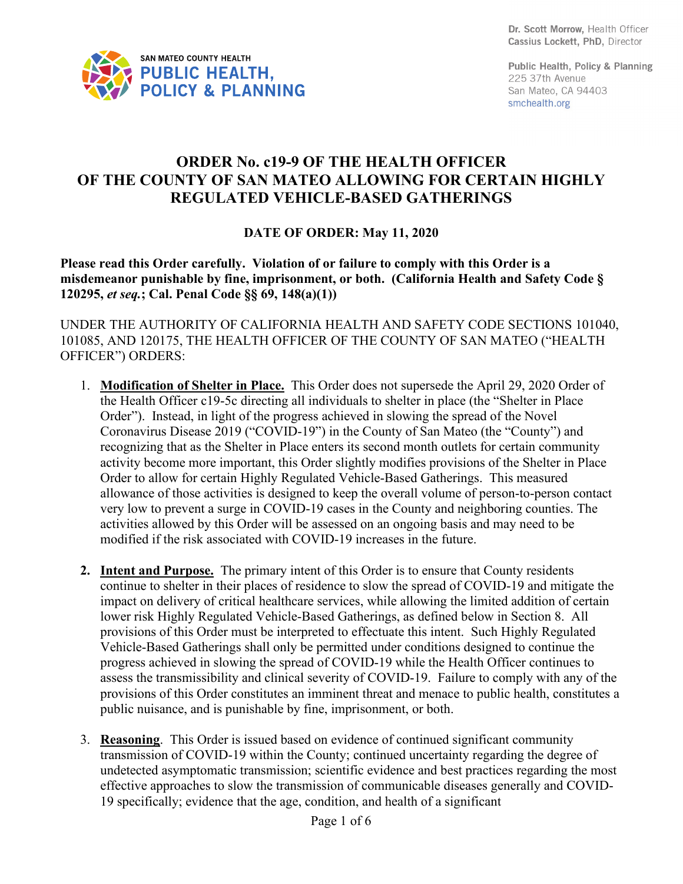Dr. Scott Morrow, Health Officer
Cassius Lockett, PhD, Director

SAN MATEO COUNTY HEALTH
PUBLIC HEALTH, POLICY & PLANNING

Public Health, Policy & Planning
225 37th Avenue
San Mateo, CA 94403
smchealth.org

# ORDER No. c19-9 OF THE HEALTH OFFICER OF THE COUNTY OF SAN MATEO ALLOWING FOR CERTAIN HIGHLY REGULATED VEHICLE-BASED GATHERINGS

## DATE OF ORDER: May 11, 2020

**Please read this Order carefully. Violation of or failure to comply with this Order is a misdemeanor punishable by fine, imprisonment, or both. (California Health and Safety Code § 120295, *et seq.*; Cal. Penal Code §§ 69, 148(a)(1))**

UNDER THE AUTHORITY OF CALIFORNIA HEALTH AND SAFETY CODE SECTIONS 101040, 101085, AND 120175, THE HEALTH OFFICER OF THE COUNTY OF SAN MATEO ("HEALTH OFFICER") ORDERS:

1. **Modification of Shelter in Place.** This Order does not supersede the April 29, 2020 Order of the Health Officer c19-5c directing all individuals to shelter in place (the "Shelter in Place Order"). Instead, in light of the progress achieved in slowing the spread of the Novel Coronavirus Disease 2019 ("COVID-19") in the County of San Mateo (the "County") and recognizing that as the Shelter in Place enters its second month outlets for certain community activity become more important, this Order slightly modifies provisions of the Shelter in Place Order to allow for certain Highly Regulated Vehicle-Based Gatherings. This measured allowance of those activities is designed to keep the overall volume of person-to-person contact very low to prevent a surge in COVID-19 cases in the County and neighboring counties. The activities allowed by this Order will be assessed on an ongoing basis and may need to be modified if the risk associated with COVID-19 increases in the future.

2. **Intent and Purpose.** The primary intent of this Order is to ensure that County residents continue to shelter in their places of residence to slow the spread of COVID-19 and mitigate the impact on delivery of critical healthcare services, while allowing the limited addition of certain lower risk Highly Regulated Vehicle-Based Gatherings, as defined below in Section 8. All provisions of this Order must be interpreted to effectuate this intent. Such Highly Regulated Vehicle-Based Gatherings shall only be permitted under conditions designed to continue the progress achieved in slowing the spread of COVID-19 while the Health Officer continues to assess the transmissibility and clinical severity of COVID-19. Failure to comply with any of the provisions of this Order constitutes an imminent threat and menace to public health, constitutes a public nuisance, and is punishable by fine, imprisonment, or both.

3. **Reasoning.** This Order is issued based on evidence of continued significant community transmission of COVID-19 within the County; continued uncertainty regarding the degree of undetected asymptomatic transmission; scientific evidence and best practices regarding the most effective approaches to slow the transmission of communicable diseases generally and COVID-19 specifically; evidence that the age, condition, and health of a significant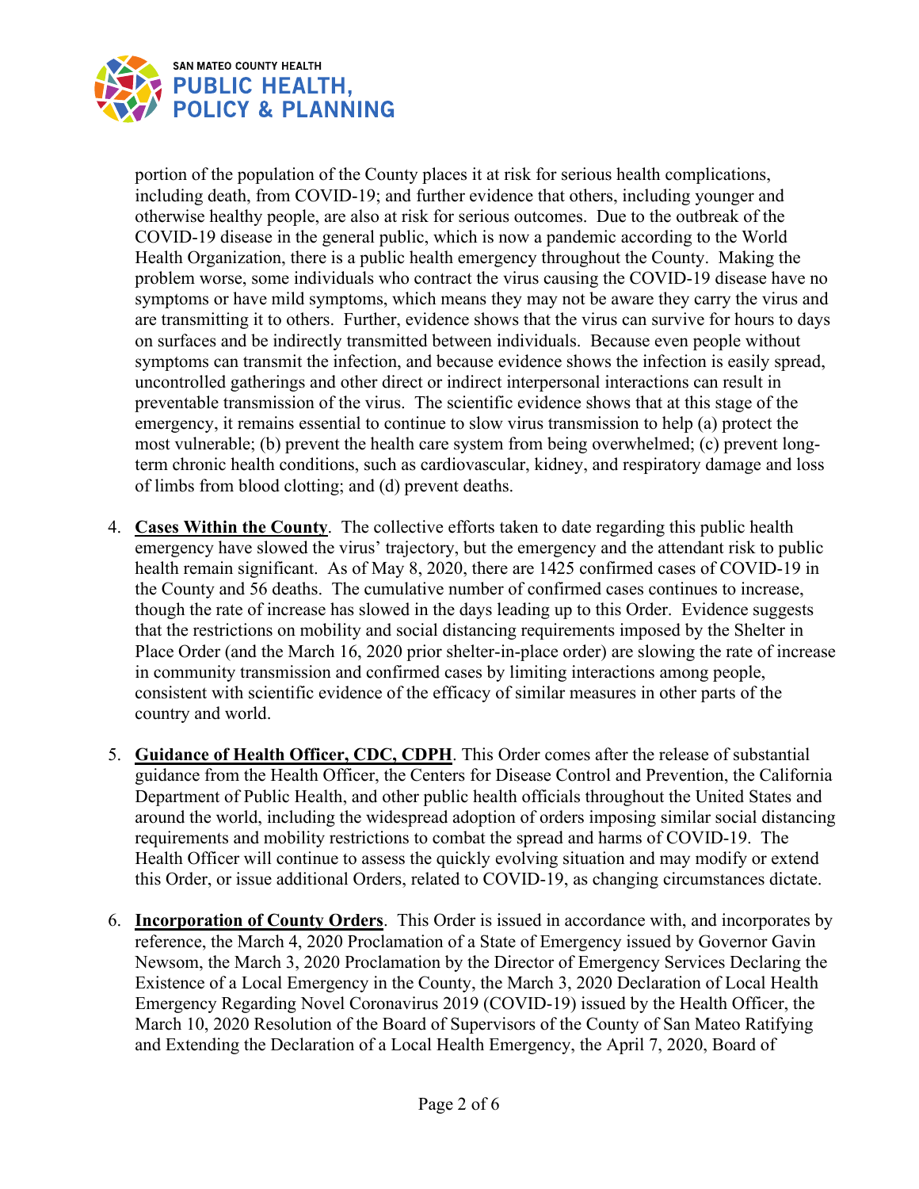portion of the population of the County places it at risk for serious health complications, including death, from COVID-19; and further evidence that others, including younger and otherwise healthy people, are also at risk for serious outcomes. Due to the outbreak of the COVID-19 disease in the general public, which is now a pandemic according to the World Health Organization, there is a public health emergency throughout the County. Making the problem worse, some individuals who contract the virus causing the COVID-19 disease have no symptoms or have mild symptoms, which means they may not be aware they carry the virus and are transmitting it to others. Further, evidence shows that the virus can survive for hours to days on surfaces and be indirectly transmitted between individuals. Because even people without symptoms can transmit the infection, and because evidence shows the infection is easily spread, uncontrolled gatherings and other direct or indirect interpersonal interactions can result in preventable transmission of the virus. The scientific evidence shows that at this stage of the emergency, it remains essential to continue to slow virus transmission to help (a) protect the most vulnerable; (b) prevent the health care system from being overwhelmed; (c) prevent long-term chronic health conditions, such as cardiovascular, kidney, and respiratory damage and loss of limbs from blood clotting; and (d) prevent deaths.

4. **Cases Within the County**. The collective efforts taken to date regarding this public health emergency have slowed the virus' trajectory, but the emergency and the attendant risk to public health remain significant. As of May 8, 2020, there are 1425 confirmed cases of COVID-19 in the County and 56 deaths. The cumulative number of confirmed cases continues to increase, though the rate of increase has slowed in the days leading up to this Order. Evidence suggests that the restrictions on mobility and social distancing requirements imposed by the Shelter in Place Order (and the March 16, 2020 prior shelter-in-place order) are slowing the rate of increase in community transmission and confirmed cases by limiting interactions among people, consistent with scientific evidence of the efficacy of similar measures in other parts of the country and world.

5. **Guidance of Health Officer, CDC, CDPH**. This Order comes after the release of substantial guidance from the Health Officer, the Centers for Disease Control and Prevention, the California Department of Public Health, and other public health officials throughout the United States and around the world, including the widespread adoption of orders imposing similar social distancing requirements and mobility restrictions to combat the spread and harms of COVID-19. The Health Officer will continue to assess the quickly evolving situation and may modify or extend this Order, or issue additional Orders, related to COVID-19, as changing circumstances dictate.

6. **Incorporation of County Orders**. This Order is issued in accordance with, and incorporates by reference, the March 4, 2020 Proclamation of a State of Emergency issued by Governor Gavin Newsom, the March 3, 2020 Proclamation by the Director of Emergency Services Declaring the Existence of a Local Emergency in the County, the March 3, 2020 Declaration of Local Health Emergency Regarding Novel Coronavirus 2019 (COVID-19) issued by the Health Officer, the March 10, 2020 Resolution of the Board of Supervisors of the County of San Mateo Ratifying and Extending the Declaration of a Local Health Emergency, the April 7, 2020, Board of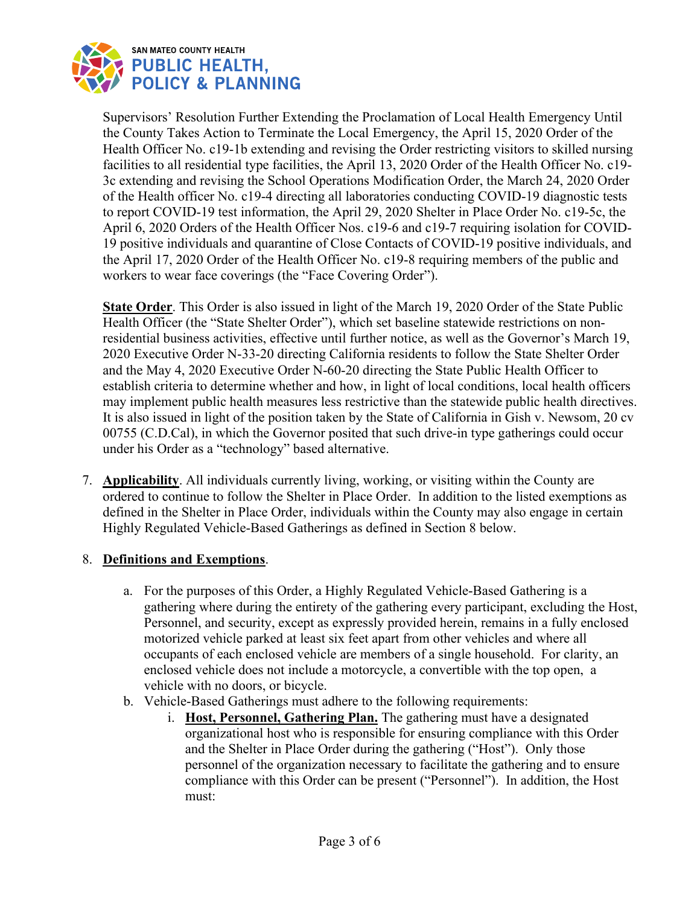Supervisors' Resolution Further Extending the Proclamation of Local Health Emergency Until the County Takes Action to Terminate the Local Emergency, the April 15, 2020 Order of the Health Officer No. c19-1b extending and revising the Order restricting visitors to skilled nursing facilities to all residential type facilities, the April 13, 2020 Order of the Health Officer No. c19-3c extending and revising the School Operations Modification Order, the March 24, 2020 Order of the Health officer No. c19-4 directing all laboratories conducting COVID-19 diagnostic tests to report COVID-19 test information, the April 29, 2020 Shelter in Place Order No. c19-5c, the April 6, 2020 Orders of the Health Officer Nos. c19-6 and c19-7 requiring isolation for COVID-19 positive individuals and quarantine of Close Contacts of COVID-19 positive individuals, and the April 17, 2020 Order of the Health Officer No. c19-8 requiring members of the public and workers to wear face coverings (the "Face Covering Order").

**State Order**. This Order is also issued in light of the March 19, 2020 Order of the State Public Health Officer (the "State Shelter Order"), which set baseline statewide restrictions on non-residential business activities, effective until further notice, as well as the Governor's March 19, 2020 Executive Order N-33-20 directing California residents to follow the State Shelter Order and the May 4, 2020 Executive Order N-60-20 directing the State Public Health Officer to establish criteria to determine whether and how, in light of local conditions, local health officers may implement public health measures less restrictive than the statewide public health directives. It is also issued in light of the position taken by the State of California in Gish v. Newsom, 20 cv 00755 (C.D.Cal), in which the Governor posited that such drive-in type gatherings could occur under his Order as a "technology" based alternative.

7. **Applicability**. All individuals currently living, working, or visiting within the County are ordered to continue to follow the Shelter in Place Order. In addition to the listed exemptions as defined in the Shelter in Place Order, individuals within the County may also engage in certain Highly Regulated Vehicle-Based Gatherings as defined in Section 8 below.

8. **Definitions and Exemptions**.

   a. For the purposes of this Order, a Highly Regulated Vehicle-Based Gathering is a gathering where during the entirety of the gathering every participant, excluding the Host, Personnel, and security, except as expressly provided herein, remains in a fully enclosed motorized vehicle parked at least six feet apart from other vehicles and where all occupants of each enclosed vehicle are members of a single household. For clarity, an enclosed vehicle does not include a motorcycle, a convertible with the top open, a vehicle with no doors, or bicycle.

   b. Vehicle-Based Gatherings must adhere to the following requirements:

      i. **Host, Personnel, Gathering Plan.** The gathering must have a designated organizational host who is responsible for ensuring compliance with this Order and the Shelter in Place Order during the gathering ("Host"). Only those personnel of the organization necessary to facilitate the gathering and to ensure compliance with this Order can be present ("Personnel"). In addition, the Host must: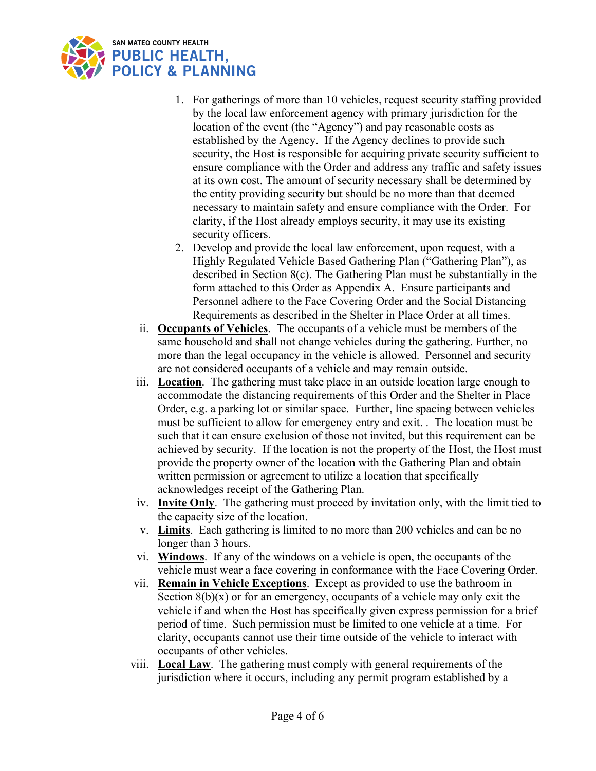1. For gatherings of more than 10 vehicles, request security staffing provided by the local law enforcement agency with primary jurisdiction for the location of the event (the "Agency") and pay reasonable costs as established by the Agency. If the Agency declines to provide such security, the Host is responsible for acquiring private security sufficient to ensure compliance with the Order and address any traffic and safety issues at its own cost. The amount of security necessary shall be determined by the entity providing security but should be no more than that deemed necessary to maintain safety and ensure compliance with the Order. For clarity, if the Host already employs security, it may use its existing security officers.
2. Develop and provide the local law enforcement, upon request, with a Highly Regulated Vehicle Based Gathering Plan ("Gathering Plan"), as described in Section 8(c). The Gathering Plan must be substantially in the form attached to this Order as Appendix A. Ensure participants and Personnel adhere to the Face Covering Order and the Social Distancing Requirements as described in the Shelter in Place Order at all times.

ii. **Occupants of Vehicles**. The occupants of a vehicle must be members of the same household and shall not change vehicles during the gathering. Further, no more than the legal occupancy in the vehicle is allowed. Personnel and security are not considered occupants of a vehicle and may remain outside.

iii. **Location**. The gathering must take place in an outside location large enough to accommodate the distancing requirements of this Order and the Shelter in Place Order, e.g. a parking lot or similar space. Further, line spacing between vehicles must be sufficient to allow for emergency entry and exit. . The location must be such that it can ensure exclusion of those not invited, but this requirement can be achieved by security. If the location is not the property of the Host, the Host must provide the property owner of the location with the Gathering Plan and obtain written permission or agreement to utilize a location that specifically acknowledges receipt of the Gathering Plan.

iv. **Invite Only**. The gathering must proceed by invitation only, with the limit tied to the capacity size of the location.

v. **Limits**. Each gathering is limited to no more than 200 vehicles and can be no longer than 3 hours.

vi. **Windows**. If any of the windows on a vehicle is open, the occupants of the vehicle must wear a face covering in conformance with the Face Covering Order.

vii. **Remain in Vehicle Exceptions**. Except as provided to use the bathroom in Section 8(b)(x) or for an emergency, occupants of a vehicle may only exit the vehicle if and when the Host has specifically given express permission for a brief period of time. Such permission must be limited to one vehicle at a time. For clarity, occupants cannot use their time outside of the vehicle to interact with occupants of other vehicles.

viii. **Local Law**. The gathering must comply with general requirements of the jurisdiction where it occurs, including any permit program established by a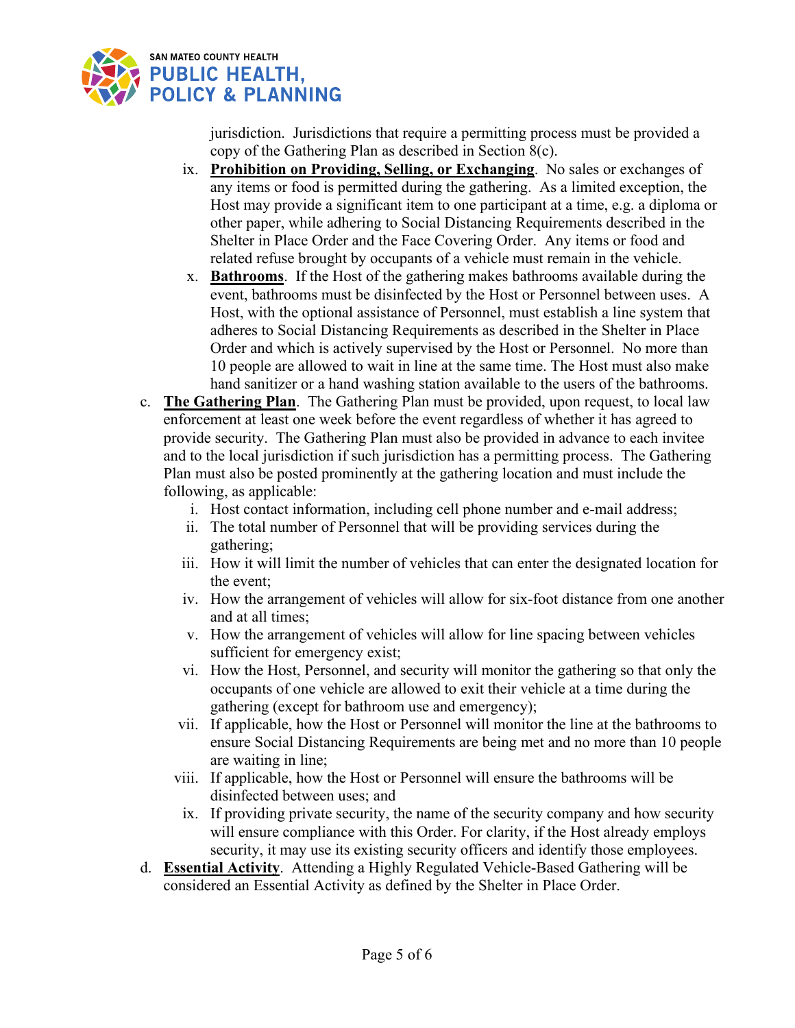jurisdiction. Jurisdictions that require a permitting process must be provided a copy of the Gathering Plan as described in Section 8(c).

ix. **Prohibition on Providing, Selling, or Exchanging**. No sales or exchanges of any items or food is permitted during the gathering. As a limited exception, the Host may provide a significant item to one participant at a time, e.g. a diploma or other paper, while adhering to Social Distancing Requirements described in the Shelter in Place Order and the Face Covering Order. Any items or food and related refuse brought by occupants of a vehicle must remain in the vehicle.

x. **Bathrooms**. If the Host of the gathering makes bathrooms available during the event, bathrooms must be disinfected by the Host or Personnel between uses. A Host, with the optional assistance of Personnel, must establish a line system that adheres to Social Distancing Requirements as described in the Shelter in Place Order and which is actively supervised by the Host or Personnel. No more than 10 people are allowed to wait in line at the same time. The Host must also make hand sanitizer or a hand washing station available to the users of the bathrooms.

c. **The Gathering Plan**. The Gathering Plan must be provided, upon request, to local law enforcement at least one week before the event regardless of whether it has agreed to provide security. The Gathering Plan must also be provided in advance to each invitee and to the local jurisdiction if such jurisdiction has a permitting process. The Gathering Plan must also be posted prominently at the gathering location and must include the following, as applicable:

   i. Host contact information, including cell phone number and e-mail address;
   ii. The total number of Personnel that will be providing services during the gathering;
   iii. How it will limit the number of vehicles that can enter the designated location for the event;
   iv. How the arrangement of vehicles will allow for six-foot distance from one another and at all times;
   v. How the arrangement of vehicles will allow for line spacing between vehicles sufficient for emergency exist;
   vi. How the Host, Personnel, and security will monitor the gathering so that only the occupants of one vehicle are allowed to exit their vehicle at a time during the gathering (except for bathroom use and emergency);
   vii. If applicable, how the Host or Personnel will monitor the line at the bathrooms to ensure Social Distancing Requirements are being met and no more than 10 people are waiting in line;
   viii. If applicable, how the Host or Personnel will ensure the bathrooms will be disinfected between uses; and
   ix. If providing private security, the name of the security company and how security will ensure compliance with this Order. For clarity, if the Host already employs security, it may use its existing security officers and identify those employees.

d. **Essential Activity**. Attending a Highly Regulated Vehicle-Based Gathering will be considered an Essential Activity as defined by the Shelter in Place Order.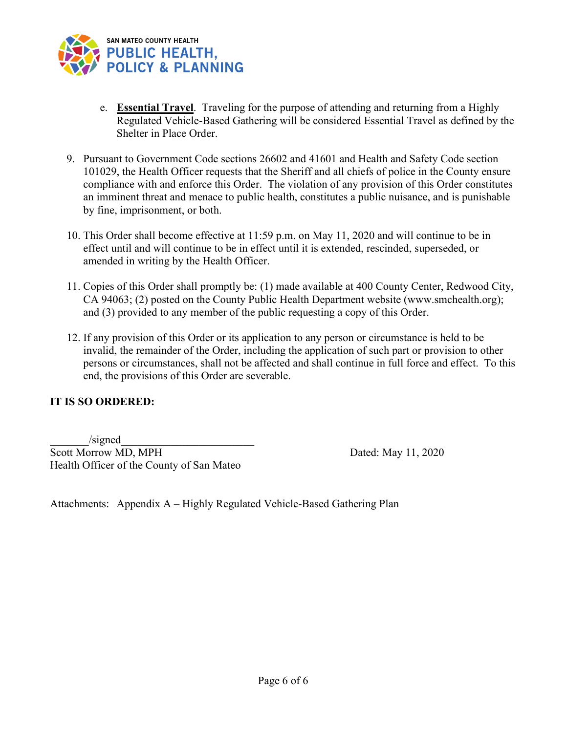e. **Essential Travel**. Traveling for the purpose of attending and returning from a Highly Regulated Vehicle-Based Gathering will be considered Essential Travel as defined by the Shelter in Place Order.

9. Pursuant to Government Code sections 26602 and 41601 and Health and Safety Code section 101029, the Health Officer requests that the Sheriff and all chiefs of police in the County ensure compliance with and enforce this Order. The violation of any provision of this Order constitutes an imminent threat and menace to public health, constitutes a public nuisance, and is punishable by fine, imprisonment, or both.

10. This Order shall become effective at 11:59 p.m. on May 11, 2020 and will continue to be in effect until and will continue to be in effect until it is extended, rescinded, superseded, or amended in writing by the Health Officer.

11. Copies of this Order shall promptly be: (1) made available at 400 County Center, Redwood City, CA 94063; (2) posted on the County Public Health Department website (www.smchealth.org); and (3) provided to any member of the public requesting a copy of this Order.

12. If any provision of this Order or its application to any person or circumstance is held to be invalid, the remainder of the Order, including the application of such part or provision to other persons or circumstances, shall not be affected and shall continue in full force and effect. To this end, the provisions of this Order are severable.

**IT IS SO ORDERED:**

_______/signed_______________________
Scott Morrow MD, MPH
Health Officer of the County of San Mateo

Dated: May 11, 2020

Attachments: Appendix A – Highly Regulated Vehicle-Based Gathering Plan